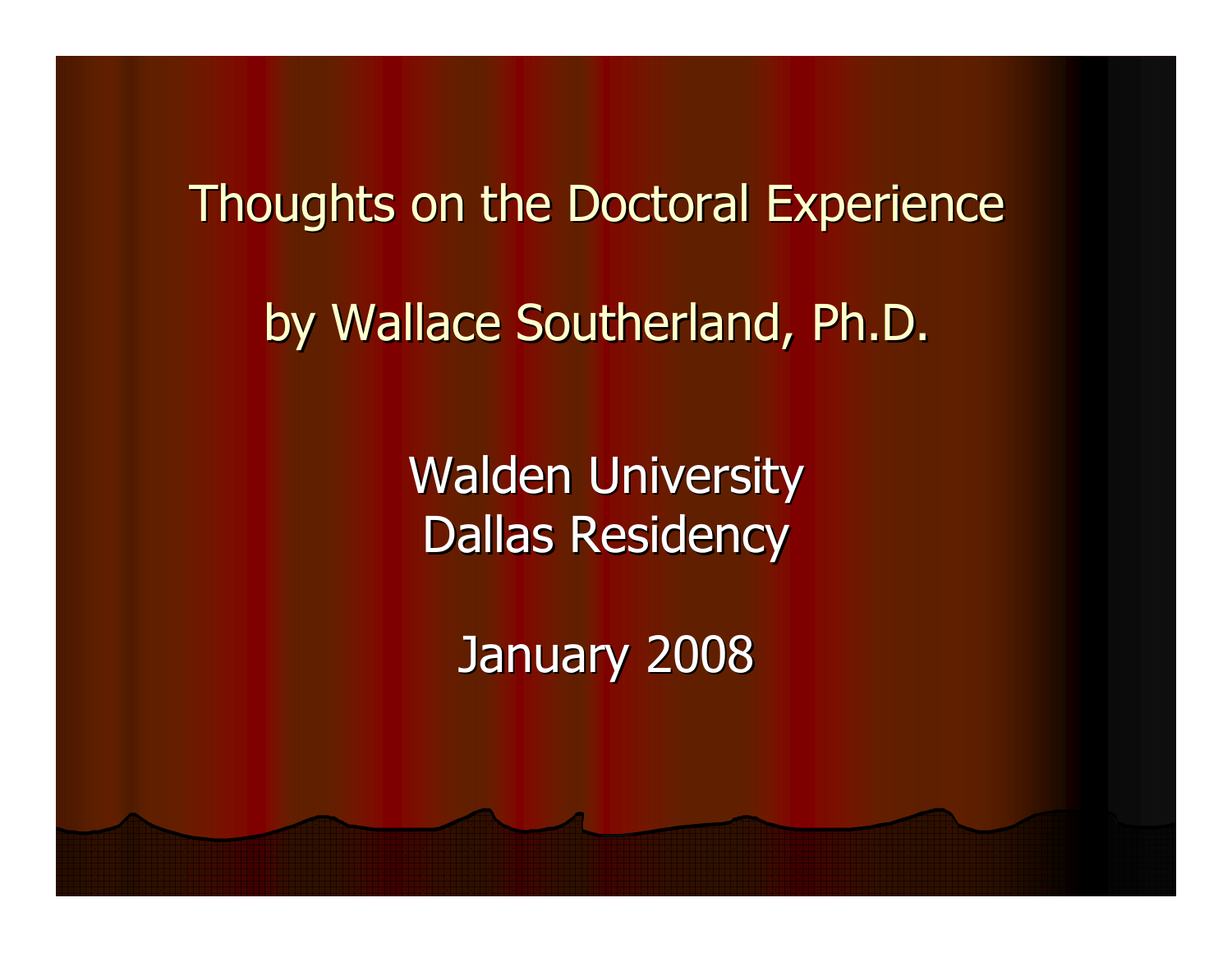# Thoughts on the Doctoral Experience

by Wallace Southerland, Ph.D.

Walden University
Dallas Residency

January 2008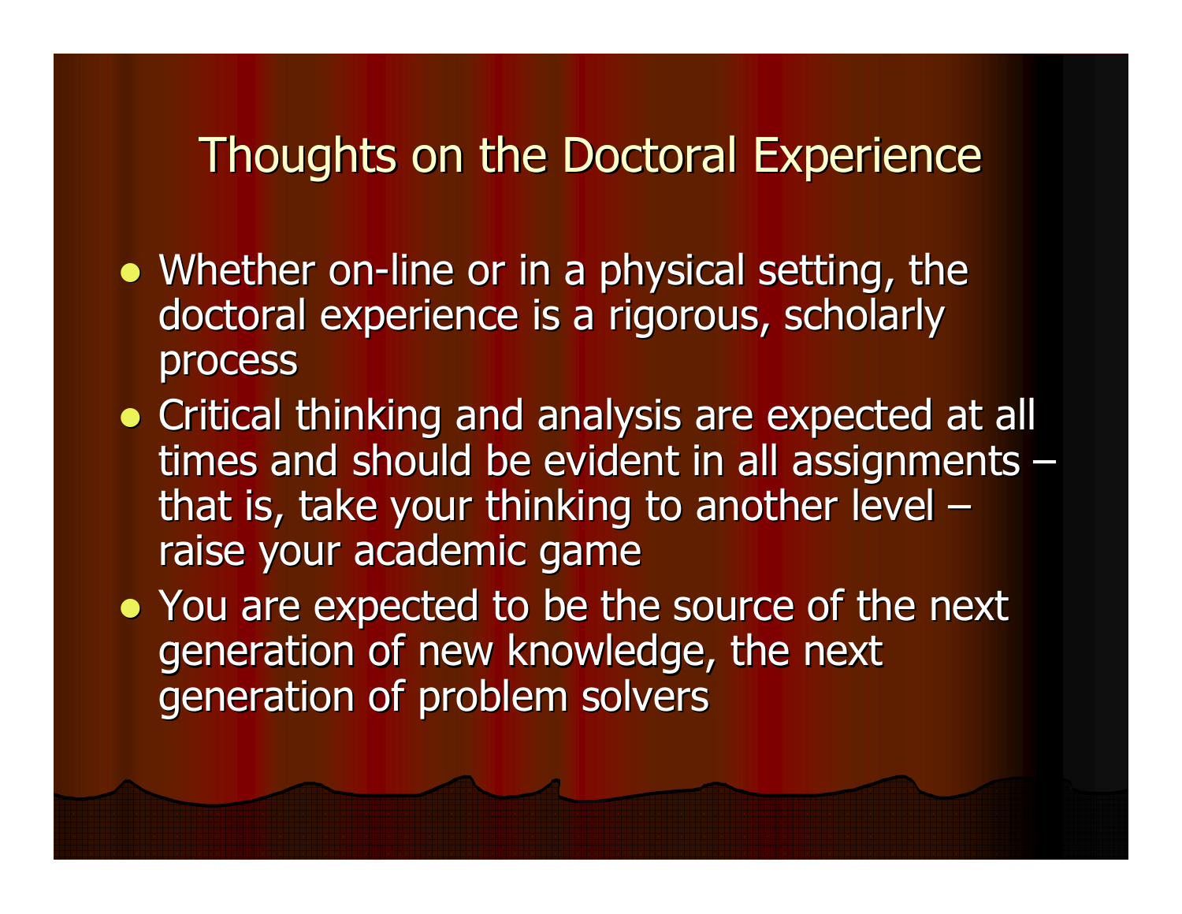# Thoughts on the Doctoral Experience

- Whether on-line or in a physical setting, the doctoral experience is a rigorous, scholarly process
- Critical thinking and analysis are expected at all times and should be evident in all assignments – that is, take your thinking to another level – raise your academic game
- You are expected to be the source of the next generation of new knowledge, the next generation of problem solvers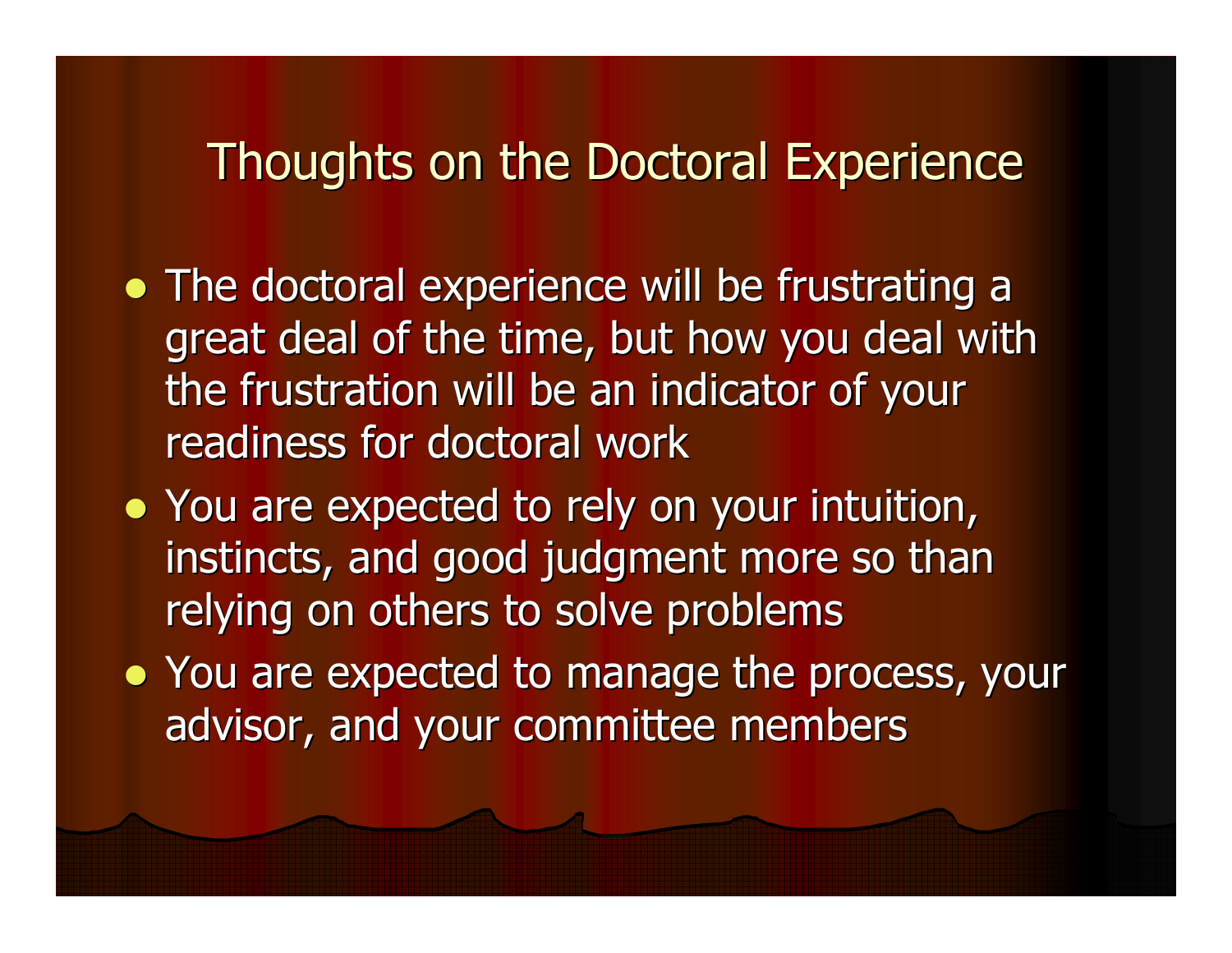# Thoughts on the Doctoral Experience

- The doctoral experience will be frustrating a great deal of the time, but how you deal with the frustration will be an indicator of your readiness for doctoral work
- You are expected to rely on your intuition, instincts, and good judgment more so than relying on others to solve problems
- You are expected to manage the process, your advisor, and your committee members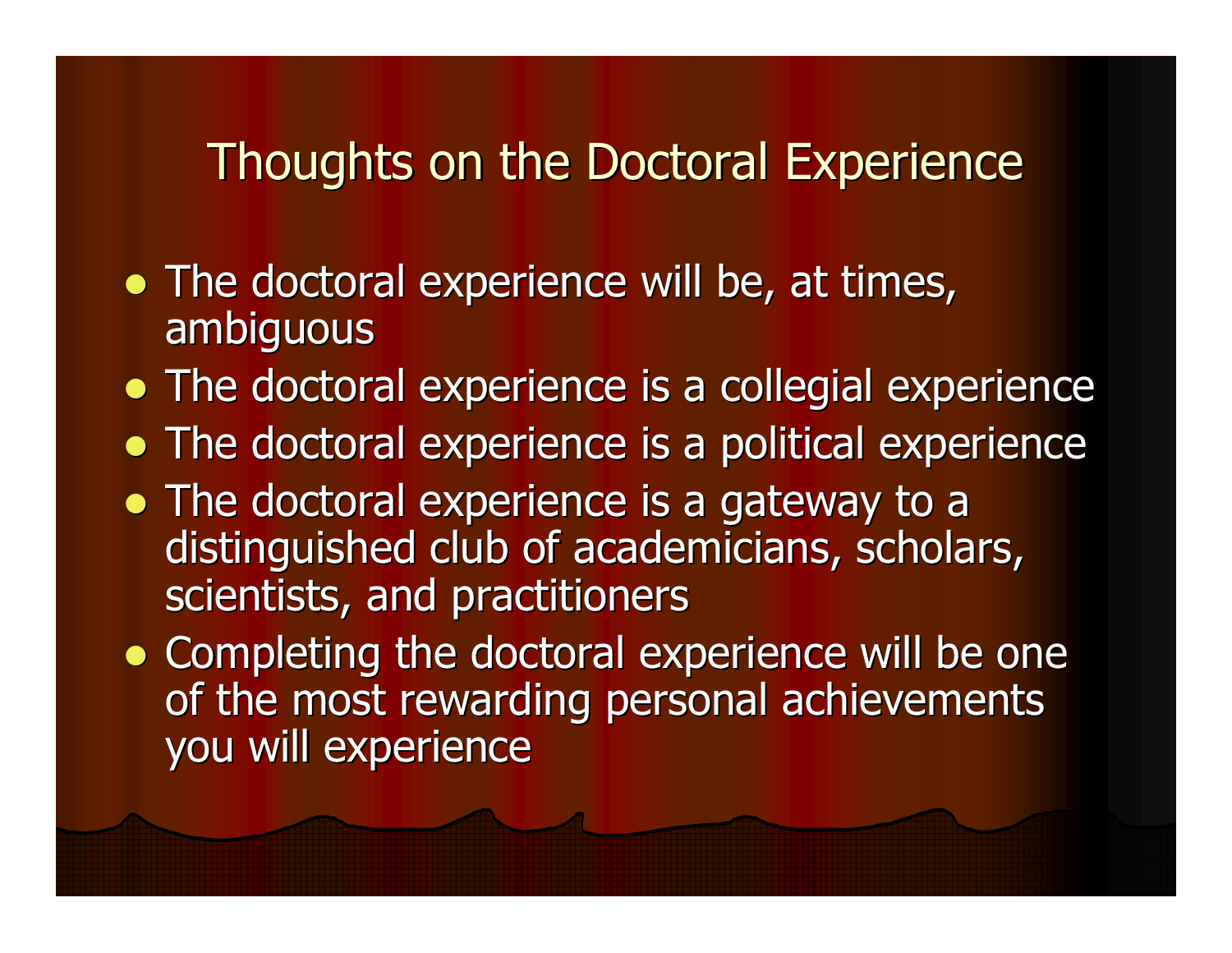# Thoughts on the Doctoral Experience

- The doctoral experience will be, at times, ambiguous
- The doctoral experience is a collegial experience
- The doctoral experience is a political experience
- The doctoral experience is a gateway to a distinguished club of academicians, scholars, scientists, and practitioners
- Completing the doctoral experience will be one of the most rewarding personal achievements you will experience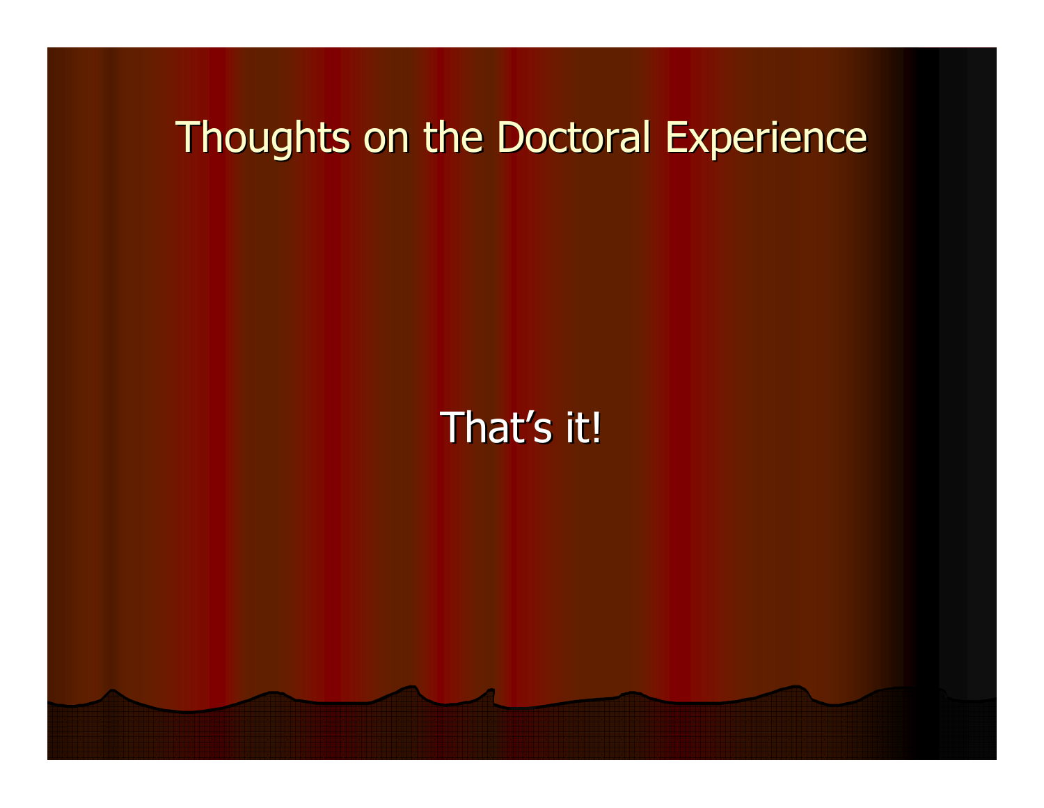# Thoughts on the Doctoral Experience

That's it!